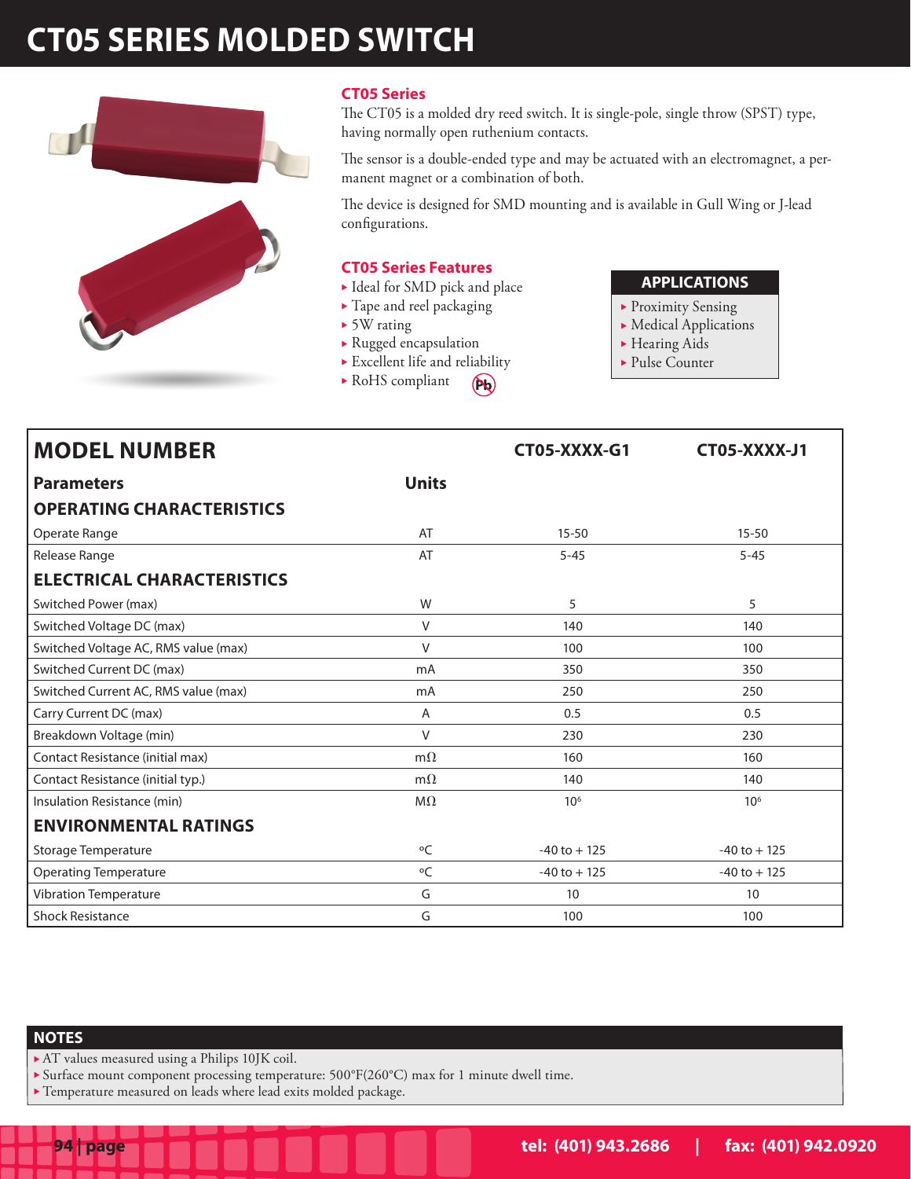# CT05 SERIES MOLDED SWITCH

## CT05 Series

The CT05 is a molded dry reed switch. It is single-pole, single throw (SPST) type, having normally open ruthenium contacts.

The sensor is a double-ended type and may be actuated with an electromagnet, a permanent magnet or a combination of both.

The device is designed for SMD mounting and is available in Gull Wing or J-lead configurations.

## CT05 Series Features

- Ideal for SMD pick and place
- Tape and reel packaging
- 5W rating
- Rugged encapsulation
- Excellent life and reliability
- RoHS compliant

## APPLICATIONS

- Proximity Sensing
- Medical Applications
- Hearing Aids
- Pulse Counter

| MODEL NUMBER | | CT05-XXXX-G1 | CT05-XXXX-J1 |
|---|---|---|---|
| **Parameters** | **Units** | | |
| **OPERATING CHARACTERISTICS** | | | |
| Operate Range | AT | 15-50 | 15-50 |
| Release Range | AT | 5-45 | 5-45 |
| **ELECTRICAL CHARACTERISTICS** | | | |
| Switched Power (max) | W | 5 | 5 |
| Switched Voltage DC (max) | V | 140 | 140 |
| Switched Voltage AC, RMS value (max) | V | 100 | 100 |
| Switched Current DC (max) | mA | 350 | 350 |
| Switched Current AC, RMS value (max) | mA | 250 | 250 |
| Carry Current DC (max) | A | 0.5 | 0.5 |
| Breakdown Voltage (min) | V | 230 | 230 |
| Contact Resistance (initial max) | mΩ | 160 | 160 |
| Contact Resistance (initial typ.) | mΩ | 140 | 140 |
| Insulation Resistance (min) | MΩ | $10^6$ | $10^6$ |
| **ENVIRONMENTAL RATINGS** | | | |
| Storage Temperature | °C | -40 to + 125 | -40 to + 125 |
| Operating Temperature | °C | -40 to + 125 | -40 to + 125 |
| Vibration Temperature | G | 10 | 10 |
| Shock Resistance | G | 100 | 100 |

## NOTES

- AT values measured using a Philips 10JK coil.
- Surface mount component processing temperature: 500°F(260°C) max for 1 minute dwell time.
- Temperature measured on leads where lead exits molded package.

tel: (401) 943.2686 | fax: (401) 942.0920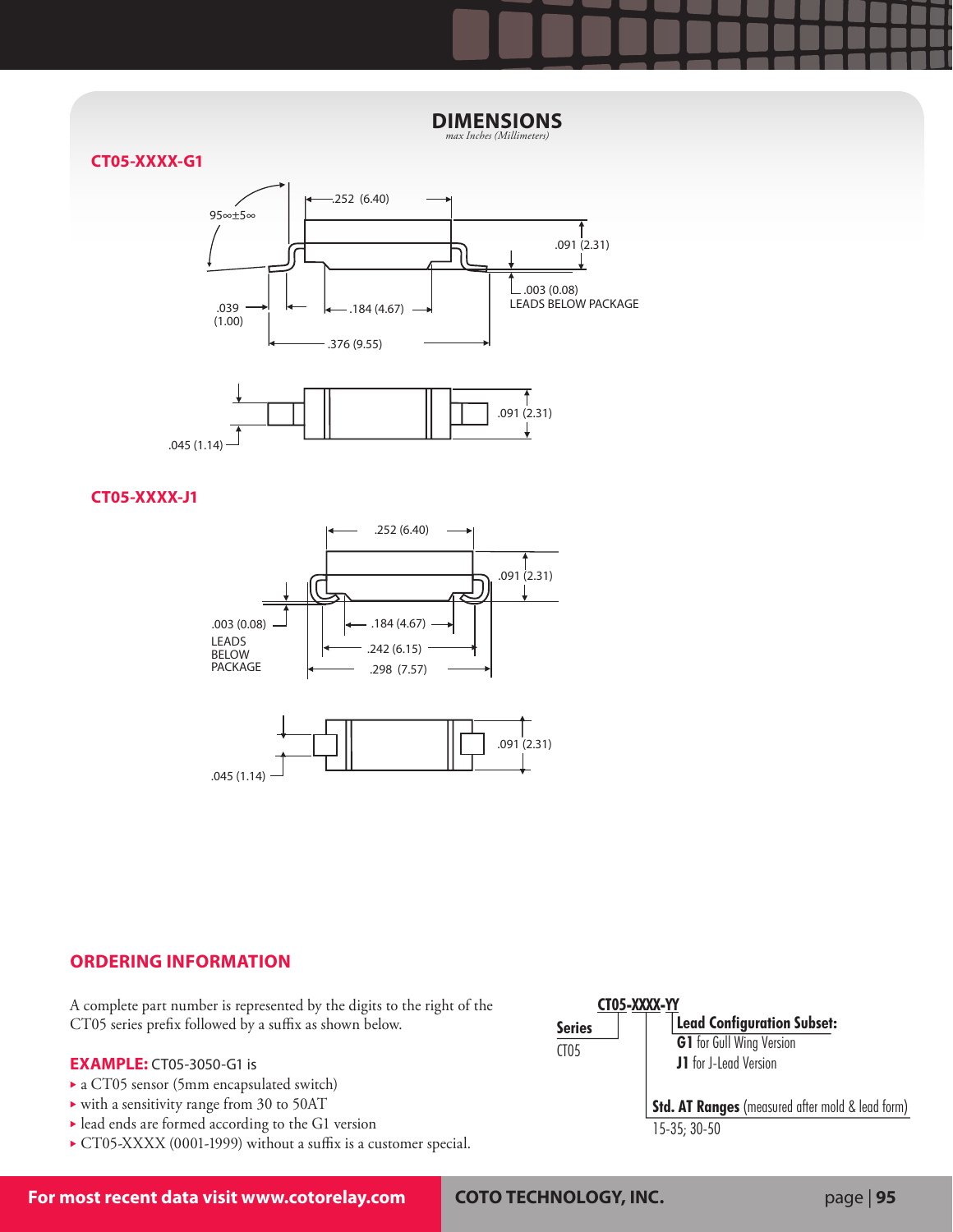## DIMENSIONS

*max Inches (Millimeters)*

### CT05-XXXX-G1

95∞±5∞

.252 (6.40)

.091 (2.31)

.003 (0.08)
LEADS BELOW PACKAGE

.039
(1.00)

.184 (4.67)

.376 (9.55)

.091 (2.31)

.045 (1.14)

### CT05-XXXX-J1

.252 (6.40)

.091 (2.31)

.003 (0.08)
LEADS
BELOW
PACKAGE

.184 (4.67)

.242 (6.15)

.298 (7.57)

.091 (2.31)

.045 (1.14)

## ORDERING INFORMATION

A complete part number is represented by the digits to the right of the CT05 series prefix followed by a suffix as shown below.

**EXAMPLE:** CT05-3050-G1 is

- a CT05 sensor (5mm encapsulated switch)
- with a sensitivity range from 30 to 50AT
- lead ends are formed according to the G1 version
- CT05-XXXX (0001-1999) without a suffix is a customer special.

**CT05-XXXX-YY**

**Series**
CT05

**Lead Configuration Subset:**
**G1** for Gull Wing Version
**J1** for J-Lead Version

**Std. AT Ranges** (measured after mold & lead form)
15-35; 30-50

For most recent data visit www.cotorelay.com

COTO TECHNOLOGY, INC.